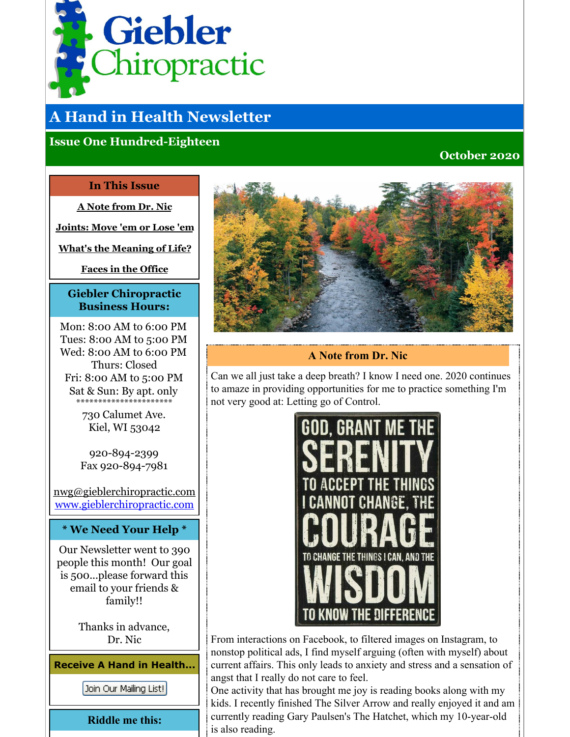# Giebler Chiropractic

## A Hand in Health Newsletter

### Issue One Hundred-Eighteen

**October 2020**

### In This Issue

**A Note from Dr. Nic**

**Joints: Move 'em or Lose 'em**

**What's the Meaning of Life?**

**Faces in the Office**

### Giebler Chiropractic Business Hours:

Mon: 8:00 AM to 6:00 PM
Tues: 8:00 AM to 5:00 PM
Wed: 8:00 AM to 6:00 PM
Thurs: Closed
Fri: 8:00 AM to 5:00 PM
Sat & Sun: By apt. only
**********************

730 Calumet Ave.
Kiel, WI 53042

920-894-2399
Fax 920-894-7981

nwg@gieblerchiropractic.com
www.gieblerchiropractic.com

### * We Need Your Help *

Our Newsletter went to 390 people this month! Our goal is 500...please forward this email to your friends & family!!

Thanks in advance,
Dr. Nic

### Receive A Hand in Health...

Join Our Mailing List!

### Riddle me this:

### A Note from Dr. Nic

Can we all just take a deep breath? I know I need one. 2020 continues to amaze in providing opportunities for me to practice something I'm not very good at: Letting go of Control.

GOD, GRANT ME THE SERENITY TO ACCEPT THE THINGS I CANNOT CHANGE, THE COURAGE TO CHANGE THE THINGS I CAN, AND THE WISDOM TO KNOW THE DIFFERENCE

From interactions on Facebook, to filtered images on Instagram, to nonstop political ads, I find myself arguing (often with myself) about current affairs. This only leads to anxiety and stress and a sensation of angst that I really do not care to feel.

One activity that has brought me joy is reading books along with my kids. I recently finished The Silver Arrow and really enjoyed it and am currently reading Gary Paulsen's The Hatchet, which my 10-year-old is also reading.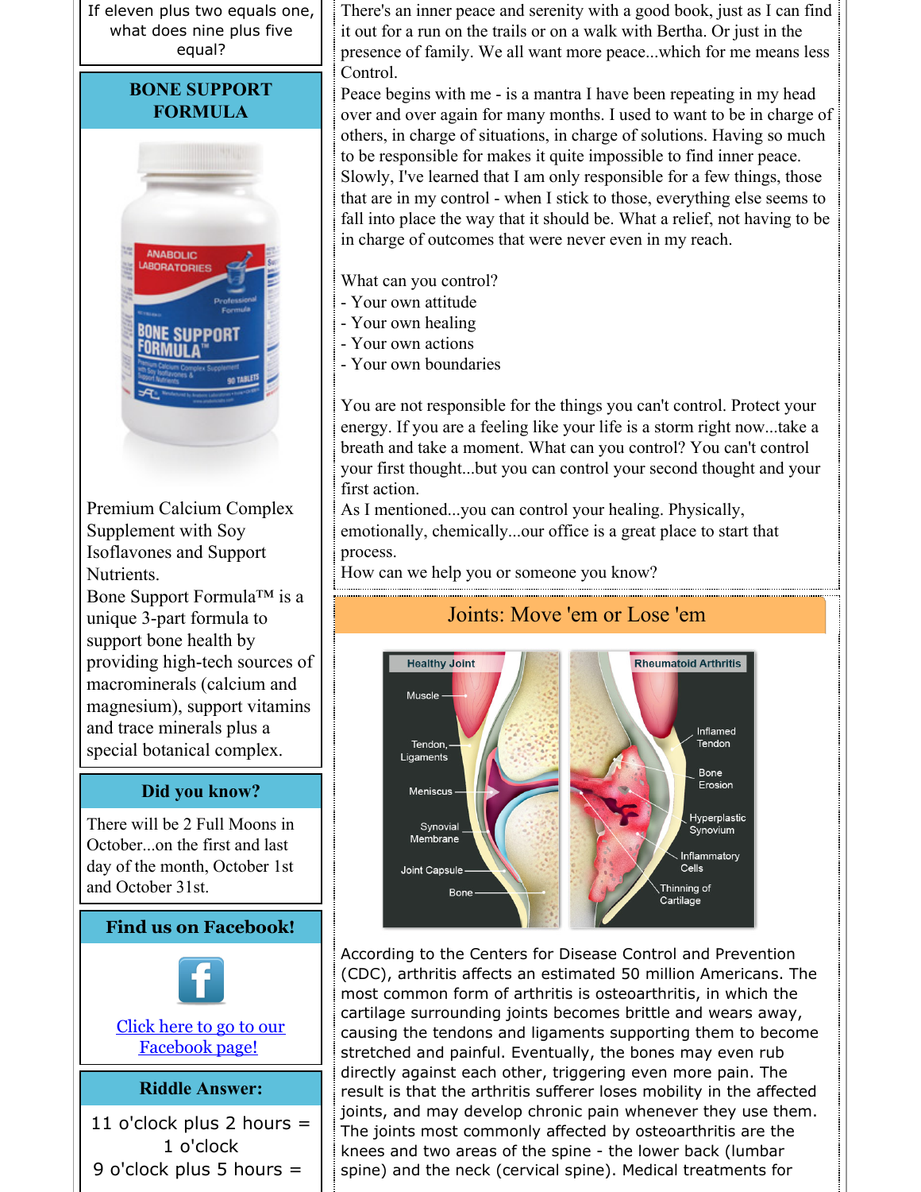If eleven plus two equals one, what does nine plus five equal?

## BONE SUPPORT FORMULA

Premium Calcium Complex Supplement with Soy Isoflavones and Support Nutrients.

Bone Support Formula™ is a unique 3-part formula to support bone health by providing high-tech sources of macrominerals (calcium and magnesium), support vitamins and trace minerals plus a special botanical complex.

## Did you know?

There will be 2 Full Moons in October...on the first and last day of the month, October 1st and October 31st.

## Find us on Facebook!

[Click here to go to our Facebook page!]

## Riddle Answer:

11 o'clock plus 2 hours = 1 o'clock

9 o'clock plus 5 hours =

There's an inner peace and serenity with a good book, just as I can find it out for a run on the trails or on a walk with Bertha. Or just in the presence of family. We all want more peace...which for me means less Control.

Peace begins with me - is a mantra I have been repeating in my head over and over again for many months. I used to want to be in charge of others, in charge of situations, in charge of solutions. Having so much to be responsible for makes it quite impossible to find inner peace. Slowly, I've learned that I am only responsible for a few things, those that are in my control - when I stick to those, everything else seems to fall into place the way that it should be. What a relief, not having to be in charge of outcomes that were never even in my reach.

What can you control?
- Your own attitude
- Your own healing
- Your own actions
- Your own boundaries

You are not responsible for the things you can't control. Protect your energy. If you are a feeling like your life is a storm right now...take a breath and take a moment. What can you control? You can't control your first thought...but you can control your second thought and your first action.

As I mentioned...you can control your healing. Physically, emotionally, chemically...our office is a great place to start that process.

How can we help you or someone you know?

## Joints: Move 'em or Lose 'em

According to the Centers for Disease Control and Prevention (CDC), arthritis affects an estimated 50 million Americans. The most common form of arthritis is osteoarthritis, in which the cartilage surrounding joints becomes brittle and wears away, causing the tendons and ligaments supporting them to become stretched and painful. Eventually, the bones may even rub directly against each other, triggering even more pain. The result is that the arthritis sufferer loses mobility in the affected joints, and may develop chronic pain whenever they use them. The joints most commonly affected by osteoarthritis are the knees and two areas of the spine - the lower back (lumbar spine) and the neck (cervical spine). Medical treatments for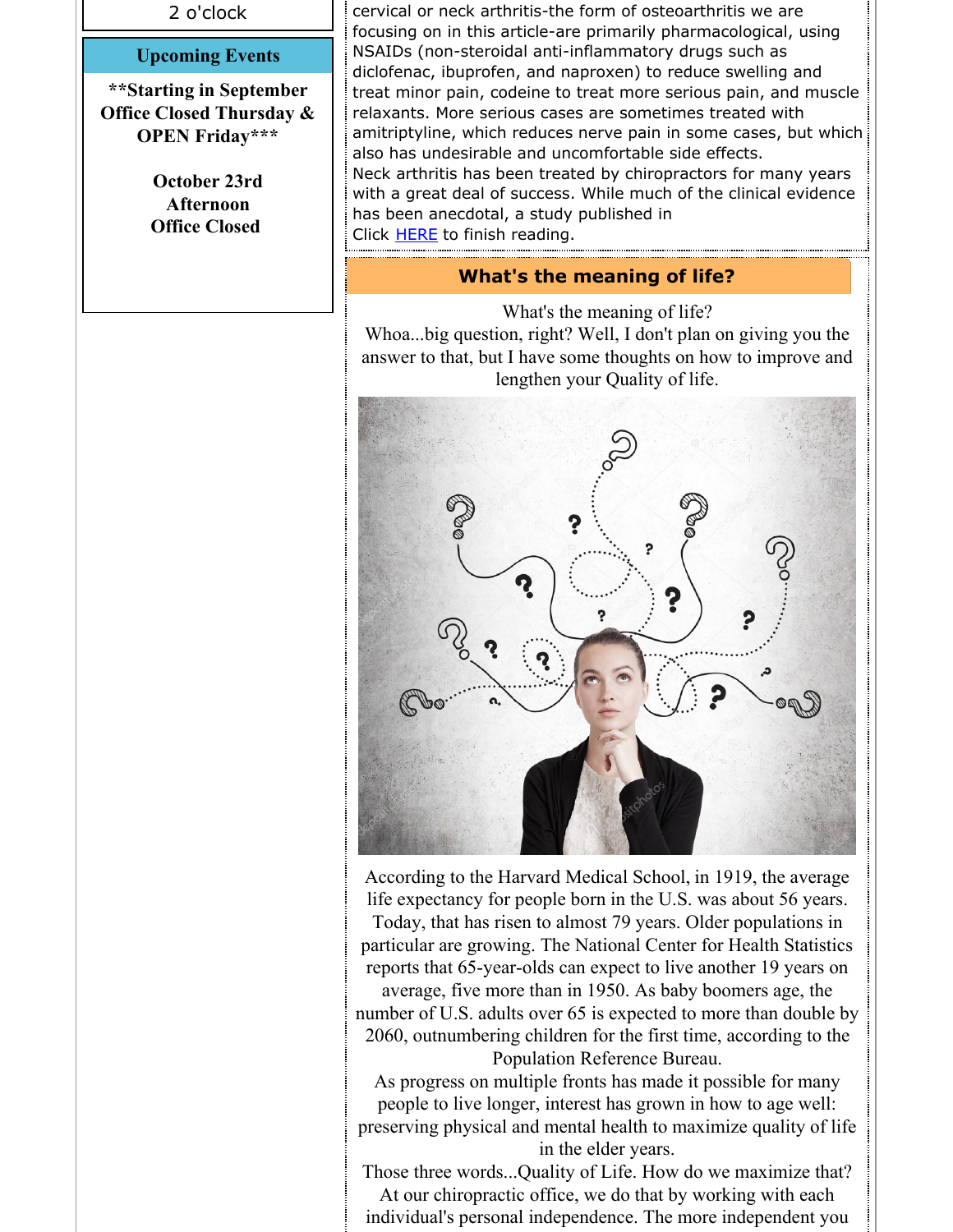2 o'clock

**Upcoming Events**

**\*\*Starting in September Office Closed Thursday & OPEN Friday\*\*\***

**October 23rd Afternoon Office Closed**

cervical or neck arthritis-the form of osteoarthritis we are focusing on in this article-are primarily pharmacological, using NSAIDs (non-steroidal anti-inflammatory drugs such as diclofenac, ibuprofen, and naproxen) to reduce swelling and treat minor pain, codeine to treat more serious pain, and muscle relaxants. More serious cases are sometimes treated with amitriptyline, which reduces nerve pain in some cases, but which also has undesirable and uncomfortable side effects.

Neck arthritis has been treated by chiropractors for many years with a great deal of success. While much of the clinical evidence has been anecdotal, a study published in

Click HERE to finish reading.

## What's the meaning of life?

What's the meaning of life?

Whoa...big question, right? Well, I don't plan on giving you the answer to that, but I have some thoughts on how to improve and lengthen your Quality of life.

According to the Harvard Medical School, in 1919, the average life expectancy for people born in the U.S. was about 56 years. Today, that has risen to almost 79 years. Older populations in particular are growing. The National Center for Health Statistics reports that 65-year-olds can expect to live another 19 years on average, five more than in 1950. As baby boomers age, the number of U.S. adults over 65 is expected to more than double by 2060, outnumbering children for the first time, according to the Population Reference Bureau.

As progress on multiple fronts has made it possible for many people to live longer, interest has grown in how to age well: preserving physical and mental health to maximize quality of life in the elder years.

Those three words...Quality of Life. How do we maximize that? At our chiropractic office, we do that by working with each individual's personal independence. The more independent you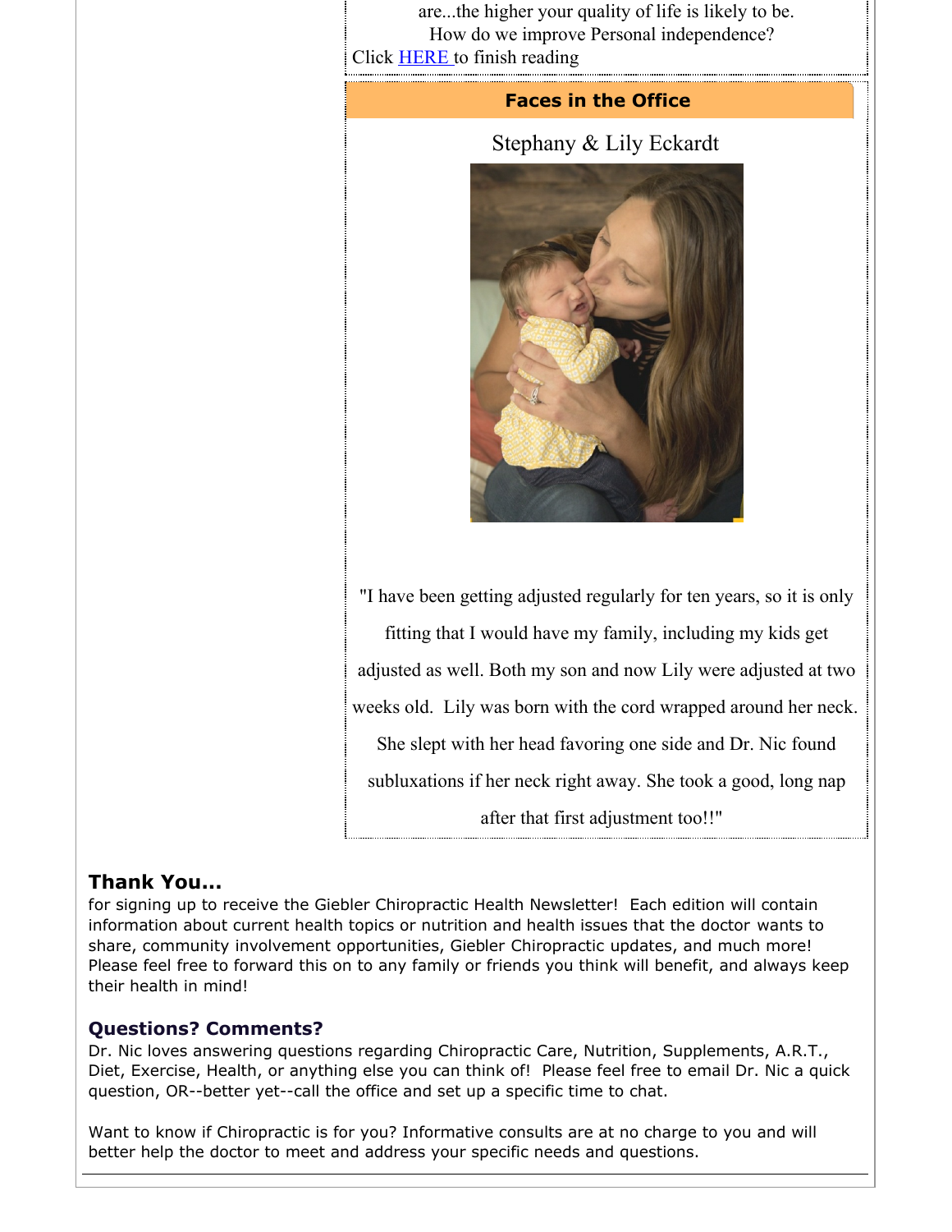are...the higher your quality of life is likely to be.

How do we improve Personal independence?

Click HERE to finish reading

## Faces in the Office

Stephany & Lily Eckardt

"I have been getting adjusted regularly for ten years, so it is only fitting that I would have my family, including my kids get adjusted as well. Both my son and now Lily were adjusted at two weeks old. Lily was born with the cord wrapped around her neck. She slept with her head favoring one side and Dr. Nic found subluxations if her neck right away. She took a good, long nap after that first adjustment too!!"

## Thank You...

for signing up to receive the Giebler Chiropractic Health Newsletter! Each edition will contain information about current health topics or nutrition and health issues that the doctor wants to share, community involvement opportunities, Giebler Chiropractic updates, and much more! Please feel free to forward this on to any family or friends you think will benefit, and always keep their health in mind!

## Questions? Comments?

Dr. Nic loves answering questions regarding Chiropractic Care, Nutrition, Supplements, A.R.T., Diet, Exercise, Health, or anything else you can think of! Please feel free to email Dr. Nic a quick question, OR--better yet--call the office and set up a specific time to chat.

Want to know if Chiropractic is for you? Informative consults are at no charge to you and will better help the doctor to meet and address your specific needs and questions.